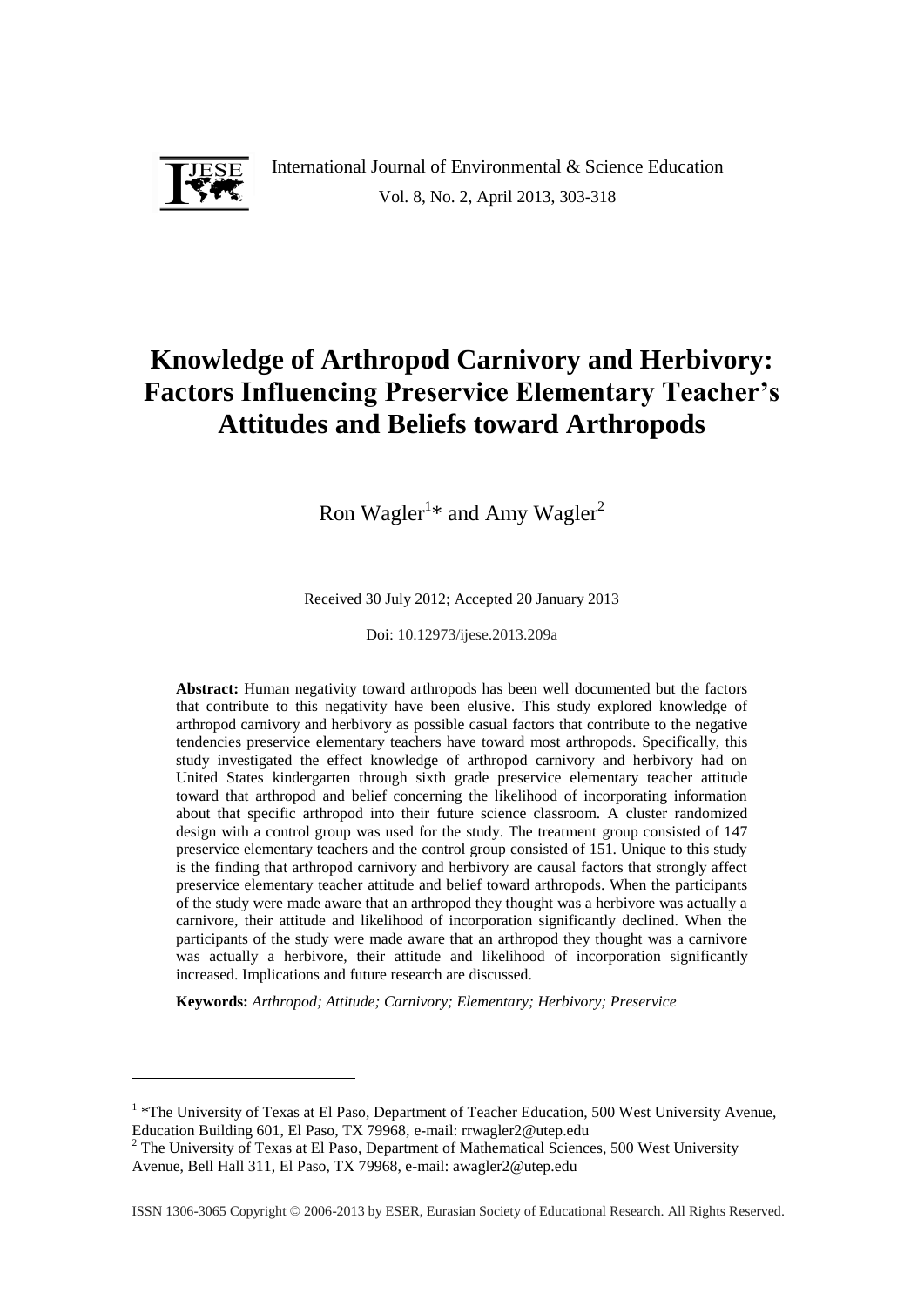# Knowledge of Arthropod Carnivory and Herbivory: Factors Influencing Preservice Elementary Teacher's Attitudes and Beliefs toward Arthropods

Ron Wagler[1]* and Amy Wagler[2]

Received 30 July 2012; Accepted 20 January 2013

Doi: 10.12973/ijese.2013.209a

**Abstract:** Human negativity toward arthropods has been well documented but the factors that contribute to this negativity have been elusive. This study explored knowledge of arthropod carnivory and herbivory as possible casual factors that contribute to the negative tendencies preservice elementary teachers have toward most arthropods. Specifically, this study investigated the effect knowledge of arthropod carnivory and herbivory had on United States kindergarten through sixth grade preservice elementary teacher attitude toward that arthropod and belief concerning the likelihood of incorporating information about that specific arthropod into their future science classroom. A cluster randomized design with a control group was used for the study. The treatment group consisted of 147 preservice elementary teachers and the control group consisted of 151. Unique to this study is the finding that arthropod carnivory and herbivory are causal factors that strongly affect preservice elementary teacher attitude and belief toward arthropods. When the participants of the study were made aware that an arthropod they thought was a herbivore was actually a carnivore, their attitude and likelihood of incorporation significantly declined. When the participants of the study were made aware that an arthropod they thought was a carnivore was actually a herbivore, their attitude and likelihood of incorporation significantly increased. Implications and future research are discussed.

**Keywords:** *Arthropod; Attitude; Carnivory; Elementary; Herbivory; Preservice*

---

[1] *The University of Texas at El Paso, Department of Teacher Education, 500 West University Avenue, Education Building 601, El Paso, TX 79968, e-mail: rrwagler2@utep.edu

[2] The University of Texas at El Paso, Department of Mathematical Sciences, 500 West University Avenue, Bell Hall 311, El Paso, TX 79968, e-mail: awagler2@utep.edu

ISSN 1306-3065 Copyright © 2006-2013 by ESER, Eurasian Society of Educational Research. All Rights Reserved.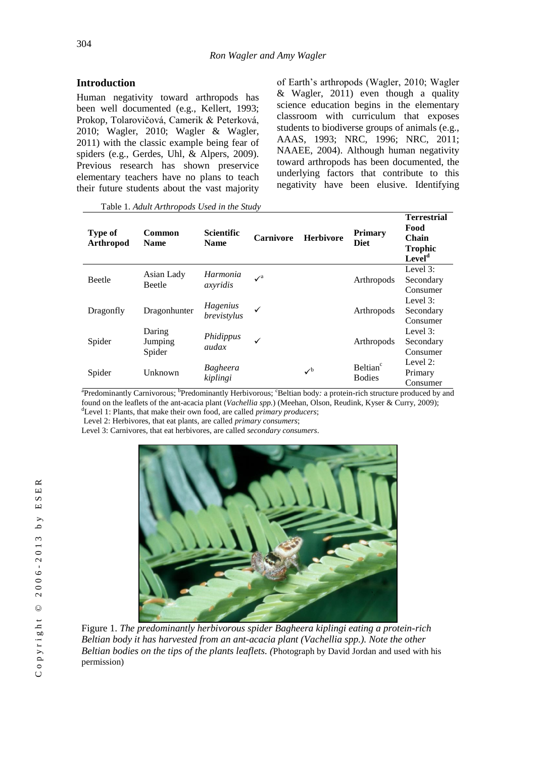## Introduction

Human negativity toward arthropods has been well documented (e.g., Kellert, 1993; Prokop, Tolarovičová, Camerik & Peterková, 2010; Wagler, 2010; Wagler & Wagler, 2011) with the classic example being fear of spiders (e.g., Gerdes, Uhl, & Alpers, 2009). Previous research has shown preservice elementary teachers have no plans to teach their future students about the vast majority of Earth's arthropods (Wagler, 2010; Wagler & Wagler, 2011) even though a quality science education begins in the elementary classroom with curriculum that exposes students to biodiverse groups of animals (e.g., AAAS, 1993; NRC, 1996; NRC, 2011; NAAEE, 2004). Although human negativity toward arthropods has been documented, the underlying factors that contribute to this negativity have been elusive. Identifying

Table 1. *Adult Arthropods Used in the Study*

| Type of Arthropod | Common Name | Scientific Name | Carnivore | Herbivore | Primary Diet | Terrestrial Food Chain Trophic Level[d] |
|---|---|---|---|---|---|---|
| Beetle | Asian Lady Beetle | *Harmonia axyridis* | ✓[a] | | Arthropods | Level 3: Secondary Consumer |
| Dragonfly | Dragonhunter | *Hagenius brevistylus* | ✓ | | Arthropods | Level 3: Secondary Consumer |
| Spider | Daring Jumping Spider | *Phidippus audax* | ✓ | | Arthropods | Level 3: Secondary Consumer |
| Spider | Unknown | *Bagheera kiplingi* | | ✓[b] | Beltian[c] Bodies | Level 2: Primary Consumer |

[a]Predominantly Carnivorous; [b]Predominantly Herbivorous; [c]Beltian body: a protein-rich structure produced by and found on the leaflets of the ant-acacia plant (*Vachellia spp.*) (Meehan, Olson, Reudink, Kyser & Curry, 2009);
[d]Level 1: Plants, that make their own food, are called *primary producers*;
Level 2: Herbivores, that eat plants, are called *primary consumers*;
Level 3: Carnivores, that eat herbivores, are called *secondary consumers*.

Figure 1. *The predominantly herbivorous spider Bagheera kiplingi eating a protein-rich Beltian body it has harvested from an ant-acacia plant (Vachellia spp.). Note the other Beltian bodies on the tips of the plants leaflets. (*Photograph by David Jordan and used with his permission)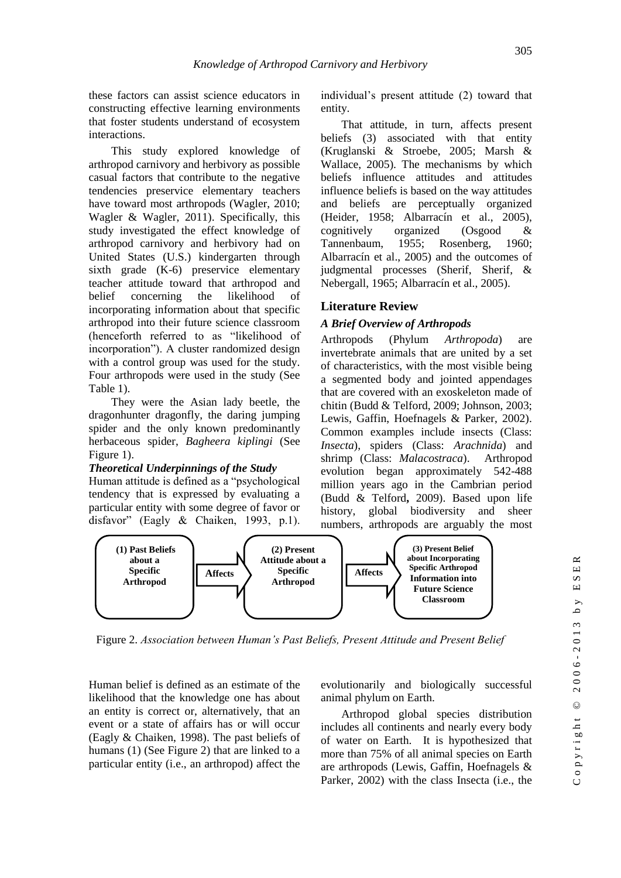these factors can assist science educators in constructing effective learning environments that foster students understand of ecosystem interactions.

This study explored knowledge of arthropod carnivory and herbivory as possible casual factors that contribute to the negative tendencies preservice elementary teachers have toward most arthropods (Wagler, 2010; Wagler & Wagler, 2011). Specifically, this study investigated the effect knowledge of arthropod carnivory and herbivory had on United States (U.S.) kindergarten through sixth grade (K-6) preservice elementary teacher attitude toward that arthropod and belief concerning the likelihood of incorporating information about that specific arthropod into their future science classroom (henceforth referred to as "likelihood of incorporation"). A cluster randomized design with a control group was used for the study. Four arthropods were used in the study (See Table 1).

They were the Asian lady beetle, the dragonhunter dragonfly, the daring jumping spider and the only known predominantly herbaceous spider, *Bagheera kiplingi* (See Figure 1).

### *Theoretical Underpinnings of the Study*

Human attitude is defined as a "psychological tendency that is expressed by evaluating a particular entity with some degree of favor or disfavor" (Eagly & Chaiken, 1993, p.1). Human belief is defined as an estimate of the likelihood that the knowledge one has about an entity is correct or, alternatively, that an event or a state of affairs has or will occur (Eagly & Chaiken, 1998). The past beliefs of humans (1) (See Figure 2) that are linked to a particular entity (i.e., an arthropod) affect the individual's present attitude (2) toward that entity.

That attitude, in turn, affects present beliefs (3) associated with that entity (Kruglanski & Stroebe, 2005; Marsh & Wallace, 2005). The mechanisms by which beliefs influence attitudes and attitudes influence beliefs is based on the way attitudes and beliefs are perceptually organized (Heider, 1958; Albarracín et al., 2005), cognitively organized (Osgood & Tannenbaum, 1955; Rosenberg, 1960; Albarracín et al., 2005) and the outcomes of judgmental processes (Sherif, Sherif, & Nebergall, 1965; Albarracín et al., 2005).

## Literature Review

### *A Brief Overview of Arthropods*

Arthropods (Phylum *Arthropoda*) are invertebrate animals that are united by a set of characteristics, with the most visible being a segmented body and jointed appendages that are covered with an exoskeleton made of chitin (Budd & Telford, 2009; Johnson, 2003; Lewis, Gaffin, Hoefnagels & Parker, 2002). Common examples include insects (Class: *Insecta*), spiders (Class: *Arachnida*) and shrimp (Class: *Malacostraca*). Arthropod evolution began approximately 542-488 million years ago in the Cambrian period (Budd & Telford, 2009). Based upon life history, global biodiversity and sheer numbers, arthropods are arguably the most evolutionarily and biologically successful animal phylum on Earth.

Arthropod global species distribution includes all continents and nearly every body of water on Earth. It is hypothesized that more than 75% of all animal species on Earth are arthropods (Lewis, Gaffin, Hoefnagels & Parker, 2002) with the class Insecta (i.e., the

**(1) Past Beliefs about a Specific Arthropod** → Affects → **(2) Present Attitude about a Specific Arthropod** → Affects → **(3) Present Belief about Incorporating Specific Arthropod Information into Future Science Classroom**

Figure 2. *Association between Human's Past Beliefs, Present Attitude and Present Belief*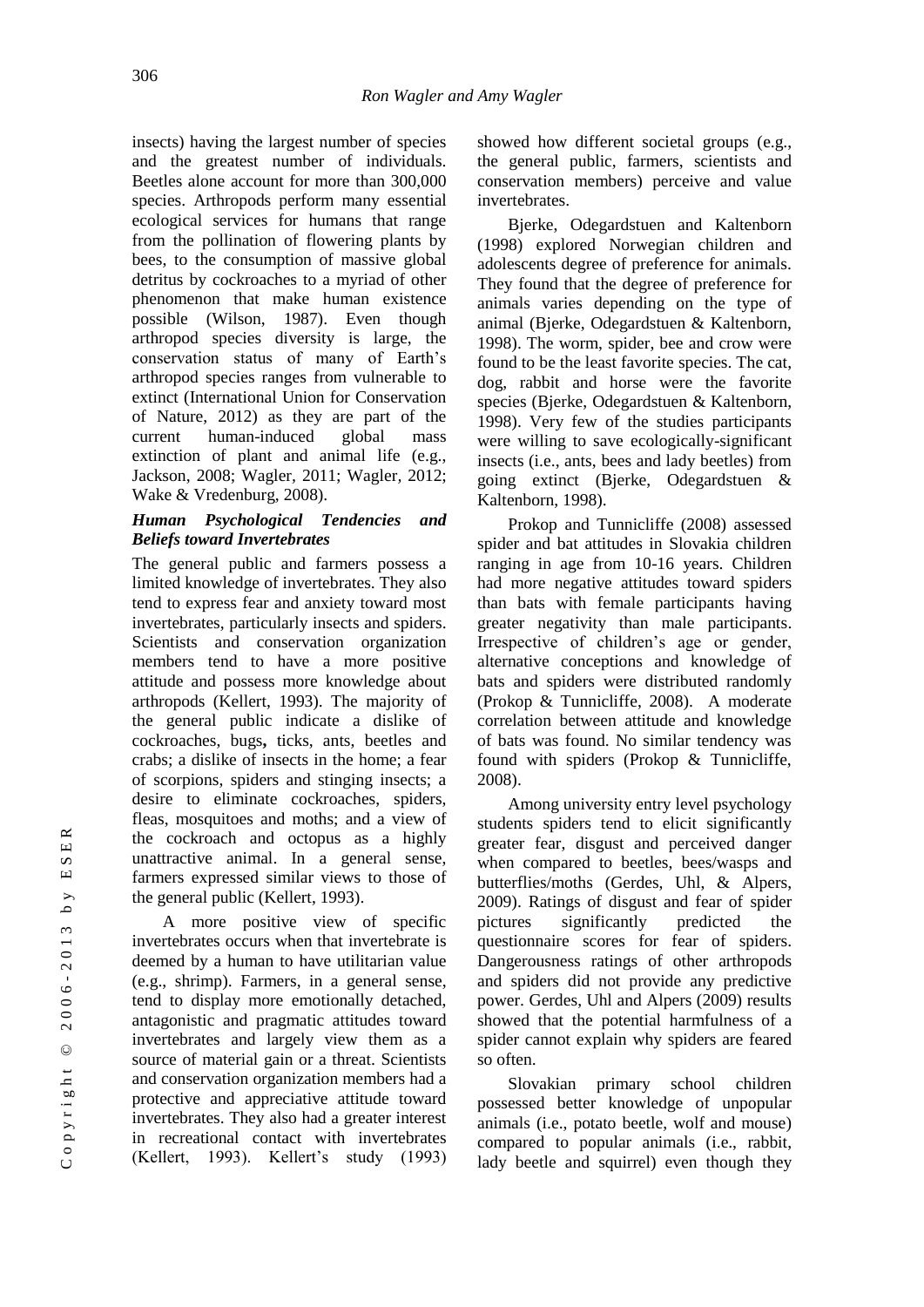insects) having the largest number of species and the greatest number of individuals. Beetles alone account for more than 300,000 species. Arthropods perform many essential ecological services for humans that range from the pollination of flowering plants by bees, to the consumption of massive global detritus by cockroaches to a myriad of other phenomenon that make human existence possible (Wilson, 1987). Even though arthropod species diversity is large, the conservation status of many of Earth's arthropod species ranges from vulnerable to extinct (International Union for Conservation of Nature, 2012) as they are part of the current human-induced global mass extinction of plant and animal life (e.g., Jackson, 2008; Wagler, 2011; Wagler, 2012; Wake & Vredenburg, 2008).

### *Human Psychological Tendencies and Beliefs toward Invertebrates*

The general public and farmers possess a limited knowledge of invertebrates. They also tend to express fear and anxiety toward most invertebrates, particularly insects and spiders. Scientists and conservation organization members tend to have a more positive attitude and possess more knowledge about arthropods (Kellert, 1993). The majority of the general public indicate a dislike of cockroaches, bugs**,** ticks, ants, beetles and crabs; a dislike of insects in the home; a fear of scorpions, spiders and stinging insects; a desire to eliminate cockroaches, spiders, fleas, mosquitoes and moths; and a view of the cockroach and octopus as a highly unattractive animal. In a general sense, farmers expressed similar views to those of the general public (Kellert, 1993).

A more positive view of specific invertebrates occurs when that invertebrate is deemed by a human to have utilitarian value (e.g., shrimp). Farmers, in a general sense, tend to display more emotionally detached, antagonistic and pragmatic attitudes toward invertebrates and largely view them as a source of material gain or a threat. Scientists and conservation organization members had a protective and appreciative attitude toward invertebrates. They also had a greater interest in recreational contact with invertebrates (Kellert, 1993). Kellert's study (1993) showed how different societal groups (e.g., the general public, farmers, scientists and conservation members) perceive and value invertebrates.

Bjerke, Odegardstuen and Kaltenborn (1998) explored Norwegian children and adolescents degree of preference for animals. They found that the degree of preference for animals varies depending on the type of animal (Bjerke, Odegardstuen & Kaltenborn, 1998). The worm, spider, bee and crow were found to be the least favorite species. The cat, dog, rabbit and horse were the favorite species (Bjerke, Odegardstuen & Kaltenborn, 1998). Very few of the studies participants were willing to save ecologically-significant insects (i.e., ants, bees and lady beetles) from going extinct (Bjerke, Odegardstuen & Kaltenborn, 1998).

Prokop and Tunnicliffe (2008) assessed spider and bat attitudes in Slovakia children ranging in age from 10-16 years. Children had more negative attitudes toward spiders than bats with female participants having greater negativity than male participants. Irrespective of children's age or gender, alternative conceptions and knowledge of bats and spiders were distributed randomly (Prokop & Tunnicliffe, 2008). A moderate correlation between attitude and knowledge of bats was found. No similar tendency was found with spiders (Prokop & Tunnicliffe, 2008).

Among university entry level psychology students spiders tend to elicit significantly greater fear, disgust and perceived danger when compared to beetles, bees/wasps and butterflies/moths (Gerdes, Uhl, & Alpers, 2009). Ratings of disgust and fear of spider pictures significantly predicted the questionnaire scores for fear of spiders. Dangerousness ratings of other arthropods and spiders did not provide any predictive power. Gerdes, Uhl and Alpers (2009) results showed that the potential harmfulness of a spider cannot explain why spiders are feared so often.

Slovakian primary school children possessed better knowledge of unpopular animals (i.e., potato beetle, wolf and mouse) compared to popular animals (i.e., rabbit, lady beetle and squirrel) even though they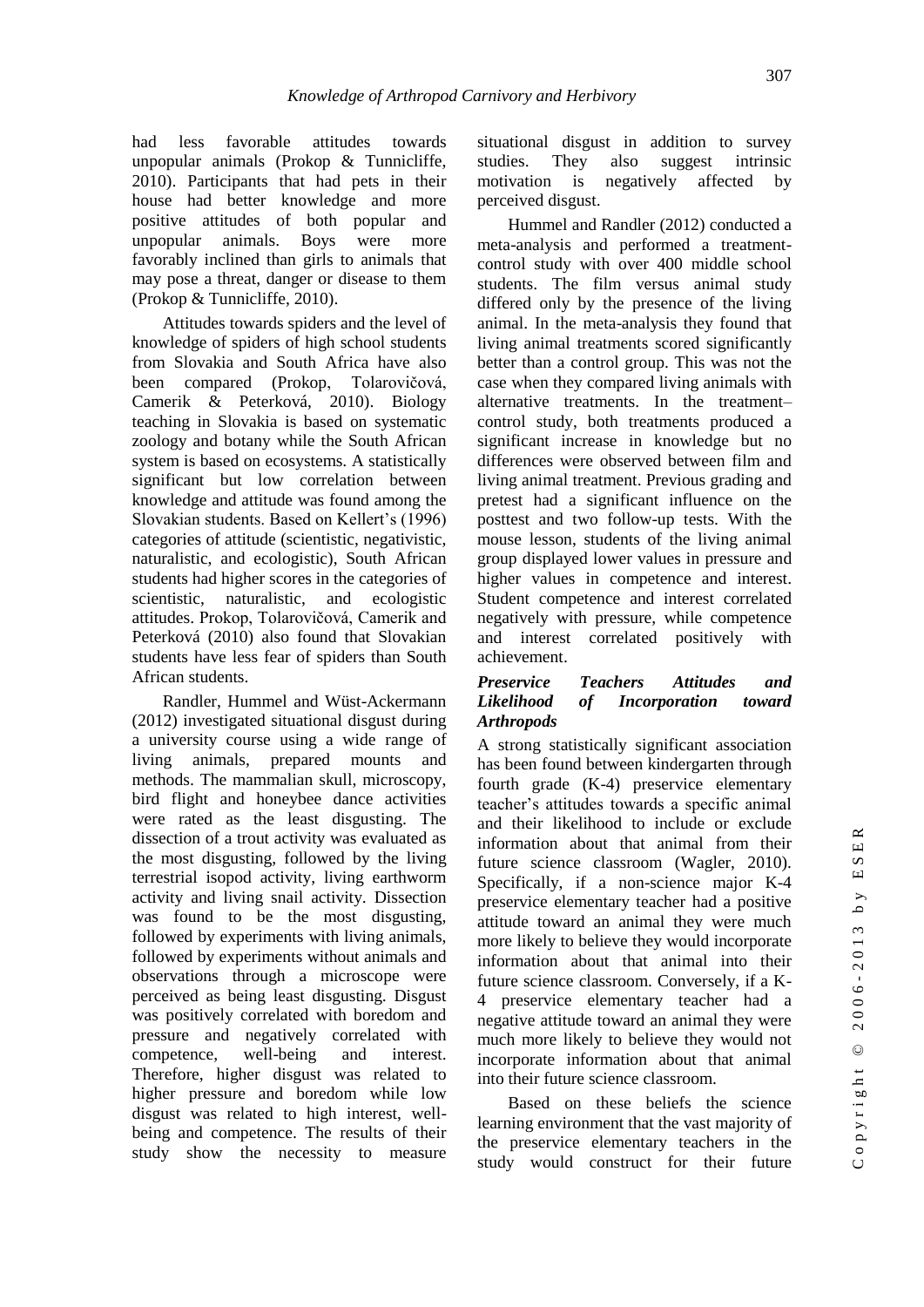had less favorable attitudes towards unpopular animals (Prokop & Tunnicliffe, 2010). Participants that had pets in their house had better knowledge and more positive attitudes of both popular and unpopular animals. Boys were more favorably inclined than girls to animals that may pose a threat, danger or disease to them (Prokop & Tunnicliffe, 2010).

Attitudes towards spiders and the level of knowledge of spiders of high school students from Slovakia and South Africa have also been compared (Prokop, Tolarovičová, Camerik & Peterková, 2010). Biology teaching in Slovakia is based on systematic zoology and botany while the South African system is based on ecosystems. A statistically significant but low correlation between knowledge and attitude was found among the Slovakian students. Based on Kellert's (1996) categories of attitude (scientistic, negativistic, naturalistic, and ecologistic), South African students had higher scores in the categories of scientistic, naturalistic, and ecologistic attitudes. Prokop, Tolarovičová, Camerik and Peterková (2010) also found that Slovakian students have less fear of spiders than South African students.

Randler, Hummel and Wüst-Ackermann (2012) investigated situational disgust during a university course using a wide range of living animals, prepared mounts and methods. The mammalian skull, microscopy, bird flight and honeybee dance activities were rated as the least disgusting. The dissection of a trout activity was evaluated as the most disgusting, followed by the living terrestrial isopod activity, living earthworm activity and living snail activity. Dissection was found to be the most disgusting, followed by experiments with living animals, followed by experiments without animals and observations through a microscope were perceived as being least disgusting. Disgust was positively correlated with boredom and pressure and negatively correlated with competence, well-being and interest. Therefore, higher disgust was related to higher pressure and boredom while low disgust was related to high interest, well-being and competence. The results of their study show the necessity to measure situational disgust in addition to survey studies. They also suggest intrinsic motivation is negatively affected by perceived disgust.

Hummel and Randler (2012) conducted a meta-analysis and performed a treatment-control study with over 400 middle school students. The film versus animal study differed only by the presence of the living animal. In the meta-analysis they found that living animal treatments scored significantly better than a control group. This was not the case when they compared living animals with alternative treatments. In the treatment–control study, both treatments produced a significant increase in knowledge but no differences were observed between film and living animal treatment. Previous grading and pretest had a significant influence on the posttest and two follow-up tests. With the mouse lesson, students of the living animal group displayed lower values in pressure and higher values in competence and interest. Student competence and interest correlated negatively with pressure, while competence and interest correlated positively with achievement.

### *Preservice Teachers Attitudes and Likelihood of Incorporation toward Arthropods*

A strong statistically significant association has been found between kindergarten through fourth grade (K-4) preservice elementary teacher's attitudes towards a specific animal and their likelihood to include or exclude information about that animal from their future science classroom (Wagler, 2010). Specifically, if a non-science major K-4 preservice elementary teacher had a positive attitude toward an animal they were much more likely to believe they would incorporate information about that animal into their future science classroom. Conversely, if a K-4 preservice elementary teacher had a negative attitude toward an animal they were much more likely to believe they would not incorporate information about that animal into their future science classroom.

Based on these beliefs the science learning environment that the vast majority of the preservice elementary teachers in the study would construct for their future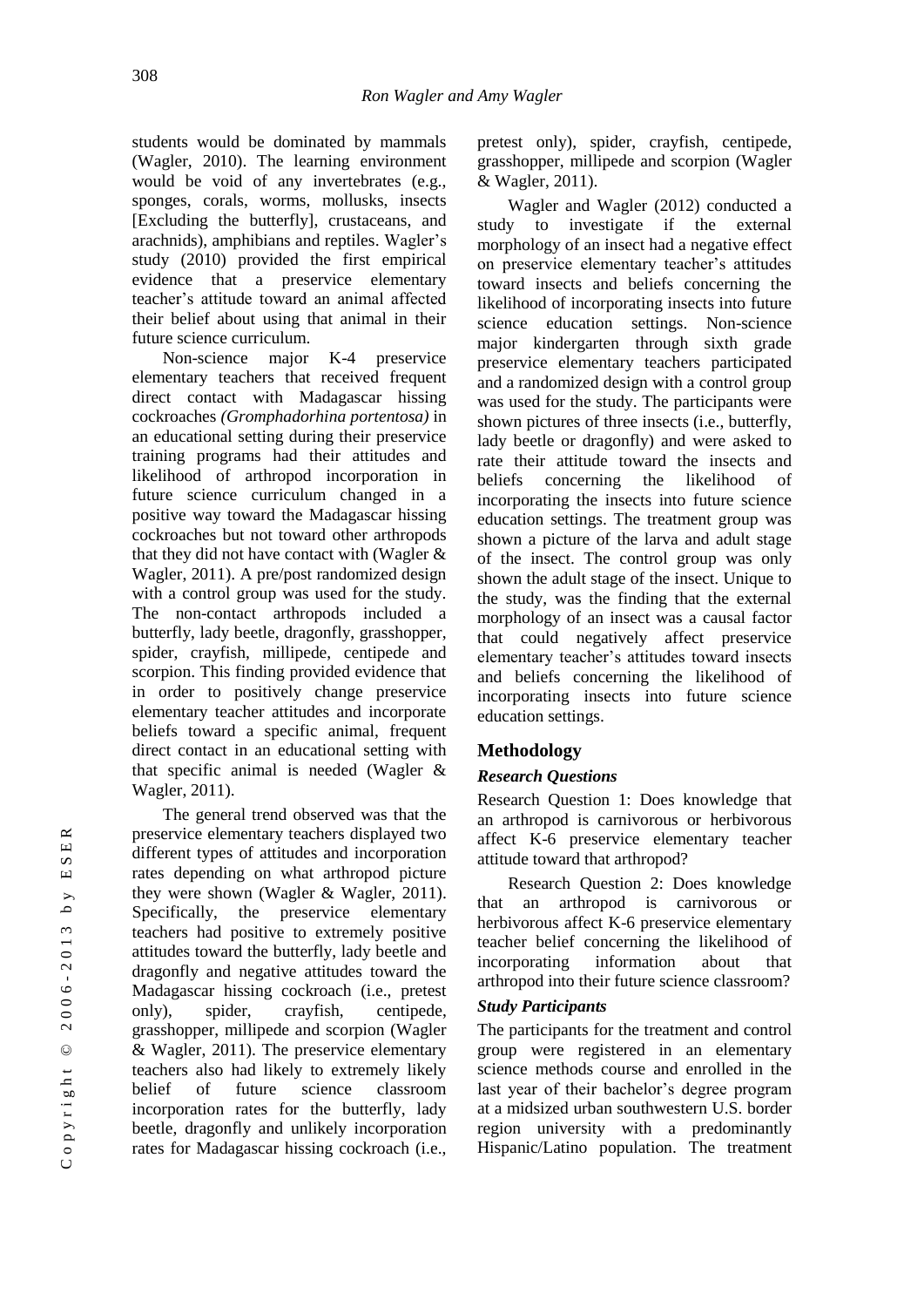students would be dominated by mammals (Wagler, 2010). The learning environment would be void of any invertebrates (e.g., sponges, corals, worms, mollusks, insects [Excluding the butterfly], crustaceans, and arachnids), amphibians and reptiles. Wagler's study (2010) provided the first empirical evidence that a preservice elementary teacher's attitude toward an animal affected their belief about using that animal in their future science curriculum.

Non-science major K-4 preservice elementary teachers that received frequent direct contact with Madagascar hissing cockroaches *(Gromphadorhina portentosa)* in an educational setting during their preservice training programs had their attitudes and likelihood of arthropod incorporation in future science curriculum changed in a positive way toward the Madagascar hissing cockroaches but not toward other arthropods that they did not have contact with (Wagler & Wagler, 2011). A pre/post randomized design with a control group was used for the study. The non-contact arthropods included a butterfly, lady beetle, dragonfly, grasshopper, spider, crayfish, millipede, centipede and scorpion. This finding provided evidence that in order to positively change preservice elementary teacher attitudes and incorporate beliefs toward a specific animal, frequent direct contact in an educational setting with that specific animal is needed (Wagler & Wagler, 2011).

The general trend observed was that the preservice elementary teachers displayed two different types of attitudes and incorporation rates depending on what arthropod picture they were shown (Wagler & Wagler, 2011). Specifically, the preservice elementary teachers had positive to extremely positive attitudes toward the butterfly, lady beetle and dragonfly and negative attitudes toward the Madagascar hissing cockroach (i.e., pretest only), spider, crayfish, centipede, grasshopper, millipede and scorpion (Wagler & Wagler, 2011). The preservice elementary teachers also had likely to extremely likely belief of future science classroom incorporation rates for the butterfly, lady beetle, dragonfly and unlikely incorporation rates for Madagascar hissing cockroach (i.e., pretest only), spider, crayfish, centipede, grasshopper, millipede and scorpion (Wagler & Wagler, 2011).

Wagler and Wagler (2012) conducted a study to investigate if the external morphology of an insect had a negative effect on preservice elementary teacher's attitudes toward insects and beliefs concerning the likelihood of incorporating insects into future science education settings. Non-science major kindergarten through sixth grade preservice elementary teachers participated and a randomized design with a control group was used for the study. The participants were shown pictures of three insects (i.e., butterfly, lady beetle or dragonfly) and were asked to rate their attitude toward the insects and beliefs concerning the likelihood of incorporating the insects into future science education settings. The treatment group was shown a picture of the larva and adult stage of the insect. The control group was only shown the adult stage of the insect. Unique to the study, was the finding that the external morphology of an insect was a causal factor that could negatively affect preservice elementary teacher's attitudes toward insects and beliefs concerning the likelihood of incorporating insects into future science education settings.

## Methodology

### *Research Questions*

Research Question 1: Does knowledge that an arthropod is carnivorous or herbivorous affect K-6 preservice elementary teacher attitude toward that arthropod?

Research Question 2: Does knowledge that an arthropod is carnivorous or herbivorous affect K-6 preservice elementary teacher belief concerning the likelihood of incorporating information about that arthropod into their future science classroom?

### *Study Participants*

The participants for the treatment and control group were registered in an elementary science methods course and enrolled in the last year of their bachelor's degree program at a midsized urban southwestern U.S. border region university with a predominantly Hispanic/Latino population. The treatment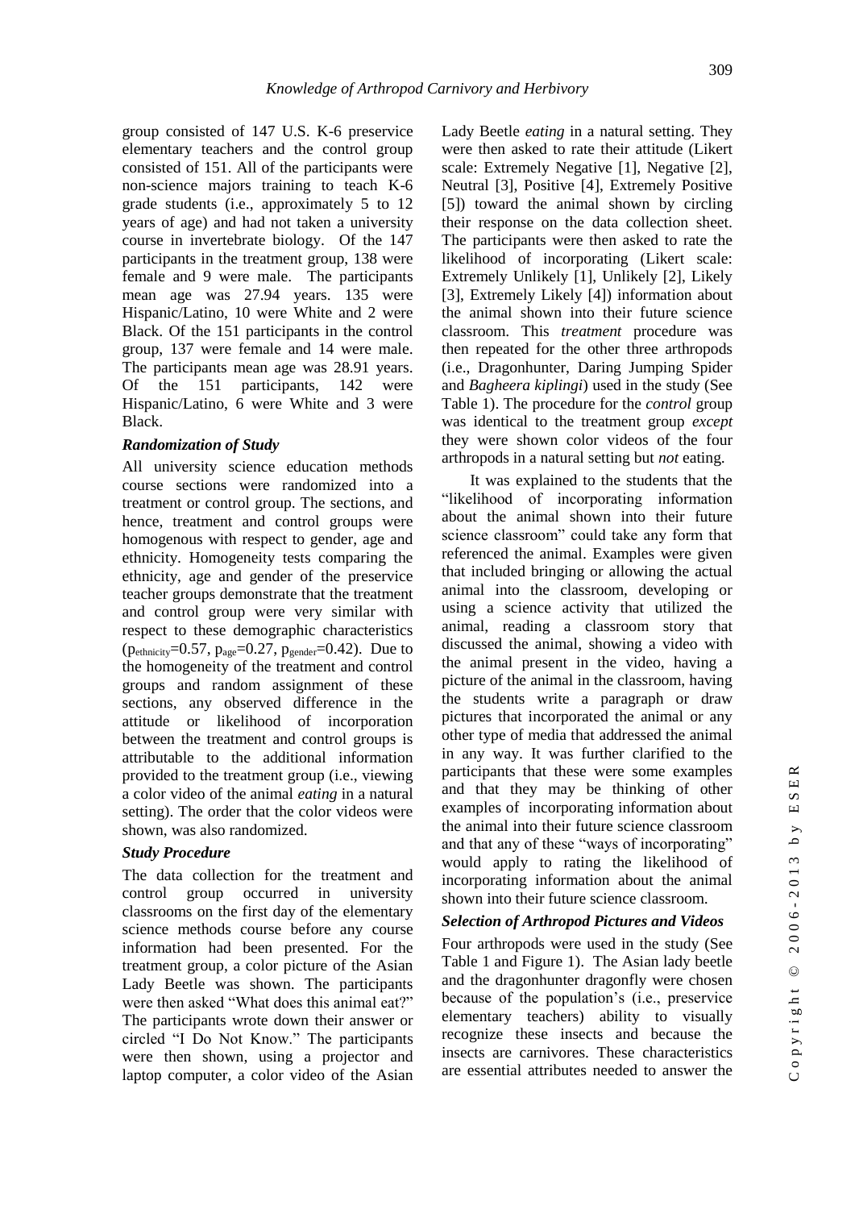group consisted of 147 U.S. K-6 preservice elementary teachers and the control group consisted of 151. All of the participants were non-science majors training to teach K-6 grade students (i.e., approximately 5 to 12 years of age) and had not taken a university course in invertebrate biology. Of the 147 participants in the treatment group, 138 were female and 9 were male. The participants mean age was 27.94 years. 135 were Hispanic/Latino, 10 were White and 2 were Black. Of the 151 participants in the control group, 137 were female and 14 were male. The participants mean age was 28.91 years. Of the 151 participants, 142 were Hispanic/Latino, 6 were White and 3 were Black.

### *Randomization of Study*

All university science education methods course sections were randomized into a treatment or control group. The sections, and hence, treatment and control groups were homogenous with respect to gender, age and ethnicity. Homogeneity tests comparing the ethnicity, age and gender of the preservice teacher groups demonstrate that the treatment and control group were very similar with respect to these demographic characteristics ($p_{ethnicity}$=0.57, $p_{age}$=0.27, $p_{gender}$=0.42). Due to the homogeneity of the treatment and control groups and random assignment of these sections, any observed difference in the attitude or likelihood of incorporation between the treatment and control groups is attributable to the additional information provided to the treatment group (i.e., viewing a color video of the animal *eating* in a natural setting). The order that the color videos were shown, was also randomized.

### *Study Procedure*

The data collection for the treatment and control group occurred in university classrooms on the first day of the elementary science methods course before any course information had been presented. For the treatment group, a color picture of the Asian Lady Beetle was shown. The participants were then asked "What does this animal eat?" The participants wrote down their answer or circled "I Do Not Know." The participants were then shown, using a projector and laptop computer, a color video of the Asian Lady Beetle *eating* in a natural setting. They were then asked to rate their attitude (Likert scale: Extremely Negative [1], Negative [2], Neutral [3], Positive [4], Extremely Positive [5]) toward the animal shown by circling their response on the data collection sheet. The participants were then asked to rate the likelihood of incorporating (Likert scale: Extremely Unlikely [1], Unlikely [2], Likely [3], Extremely Likely [4]) information about the animal shown into their future science classroom. This *treatment* procedure was then repeated for the other three arthropods (i.e., Dragonhunter, Daring Jumping Spider and *Bagheera kiplingi*) used in the study (See Table 1). The procedure for the *control* group was identical to the treatment group *except* they were shown color videos of the four arthropods in a natural setting but *not* eating.

It was explained to the students that the "likelihood of incorporating information about the animal shown into their future science classroom" could take any form that referenced the animal. Examples were given that included bringing or allowing the actual animal into the classroom, developing or using a science activity that utilized the animal, reading a classroom story that discussed the animal, showing a video with the animal present in the video, having a picture of the animal in the classroom, having the students write a paragraph or draw pictures that incorporated the animal or any other type of media that addressed the animal in any way. It was further clarified to the participants that these were some examples and that they may be thinking of other examples of incorporating information about the animal into their future science classroom and that any of these "ways of incorporating" would apply to rating the likelihood of incorporating information about the animal shown into their future science classroom.

### *Selection of Arthropod Pictures and Videos*

Four arthropods were used in the study (See Table 1 and Figure 1). The Asian lady beetle and the dragonhunter dragonfly were chosen because of the population's (i.e., preservice elementary teachers) ability to visually recognize these insects and because the insects are carnivores. These characteristics are essential attributes needed to answer the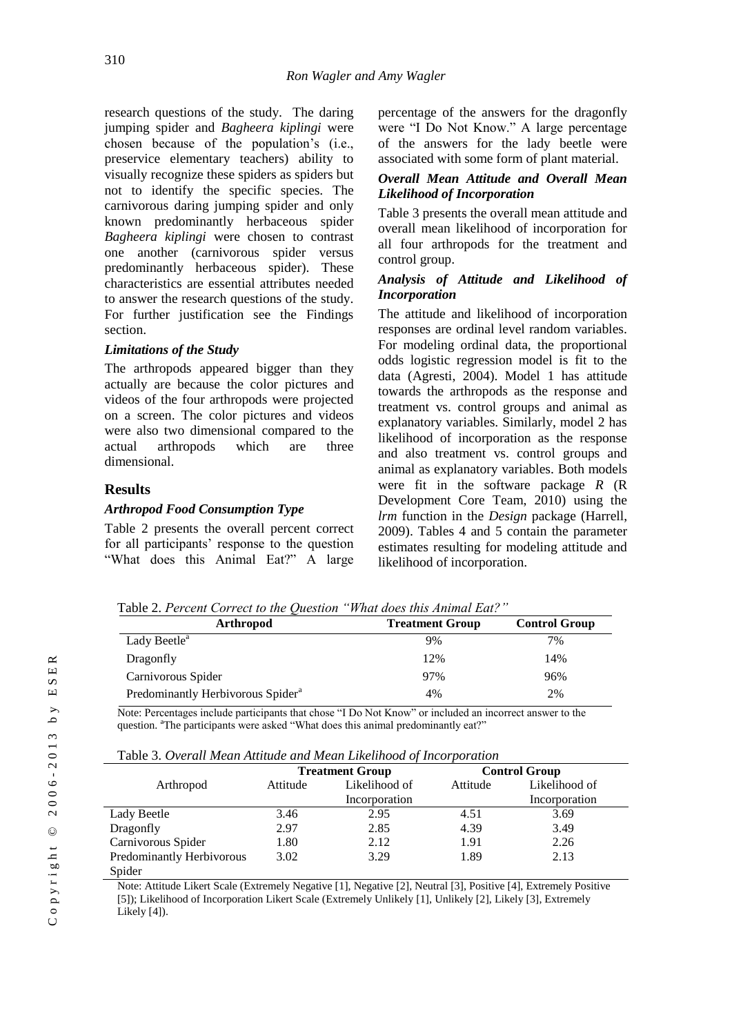research questions of the study. The daring jumping spider and *Bagheera kiplingi* were chosen because of the population's (i.e., preservice elementary teachers) ability to visually recognize these spiders as spiders but not to identify the specific species. The carnivorous daring jumping spider and only known predominantly herbaceous spider *Bagheera kiplingi* were chosen to contrast one another (carnivorous spider versus predominantly herbaceous spider). These characteristics are essential attributes needed to answer the research questions of the study. For further justification see the Findings section.

### *Limitations of the Study*

The arthropods appeared bigger than they actually are because the color pictures and videos of the four arthropods were projected on a screen. The color pictures and videos were also two dimensional compared to the actual arthropods which are three dimensional.

## Results

### *Arthropod Food Consumption Type*

Table 2 presents the overall percent correct for all participants' response to the question "What does this Animal Eat?" A large percentage of the answers for the dragonfly were "I Do Not Know." A large percentage of the answers for the lady beetle were associated with some form of plant material.

### *Overall Mean Attitude and Overall Mean Likelihood of Incorporation*

Table 3 presents the overall mean attitude and overall mean likelihood of incorporation for all four arthropods for the treatment and control group.

### *Analysis of Attitude and Likelihood of Incorporation*

The attitude and likelihood of incorporation responses are ordinal level random variables. For modeling ordinal data, the proportional odds logistic regression model is fit to the data (Agresti, 2004). Model 1 has attitude towards the arthropods as the response and treatment vs. control groups and animal as explanatory variables. Similarly, model 2 has likelihood of incorporation as the response and also treatment vs. control groups and animal as explanatory variables. Both models were fit in the software package *R* (R Development Core Team, 2010) using the *lrm* function in the *Design* package (Harrell, 2009). Tables 4 and 5 contain the parameter estimates resulting for modeling attitude and likelihood of incorporation.

Table 2. *Percent Correct to the Question "What does this Animal Eat?"*

| Arthropod | Treatment Group | Control Group |
|---|---|---|
| Lady Beetle[a] | 9% | 7% |
| Dragonfly | 12% | 14% |
| Carnivorous Spider | 97% | 96% |
| Predominantly Herbivorous Spider[a] | 4% | 2% |

Note: Percentages include participants that chose "I Do Not Know" or included an incorrect answer to the question. [a]The participants were asked "What does this animal predominantly eat?"

Table 3. *Overall Mean Attitude and Mean Likelihood of Incorporation*

| Arthropod | Treatment Group | | Control Group | |
|---|---|---|---|---|
| | Attitude | Likelihood of Incorporation | Attitude | Likelihood of Incorporation |
| Lady Beetle | 3.46 | 2.95 | 4.51 | 3.69 |
| Dragonfly | 2.97 | 2.85 | 4.39 | 3.49 |
| Carnivorous Spider | 1.80 | 2.12 | 1.91 | 2.26 |
| Predominantly Herbivorous Spider | 3.02 | 3.29 | 1.89 | 2.13 |

Note: Attitude Likert Scale (Extremely Negative [1], Negative [2], Neutral [3], Positive [4], Extremely Positive [5]); Likelihood of Incorporation Likert Scale (Extremely Unlikely [1], Unlikely [2], Likely [3], Extremely Likely [4]).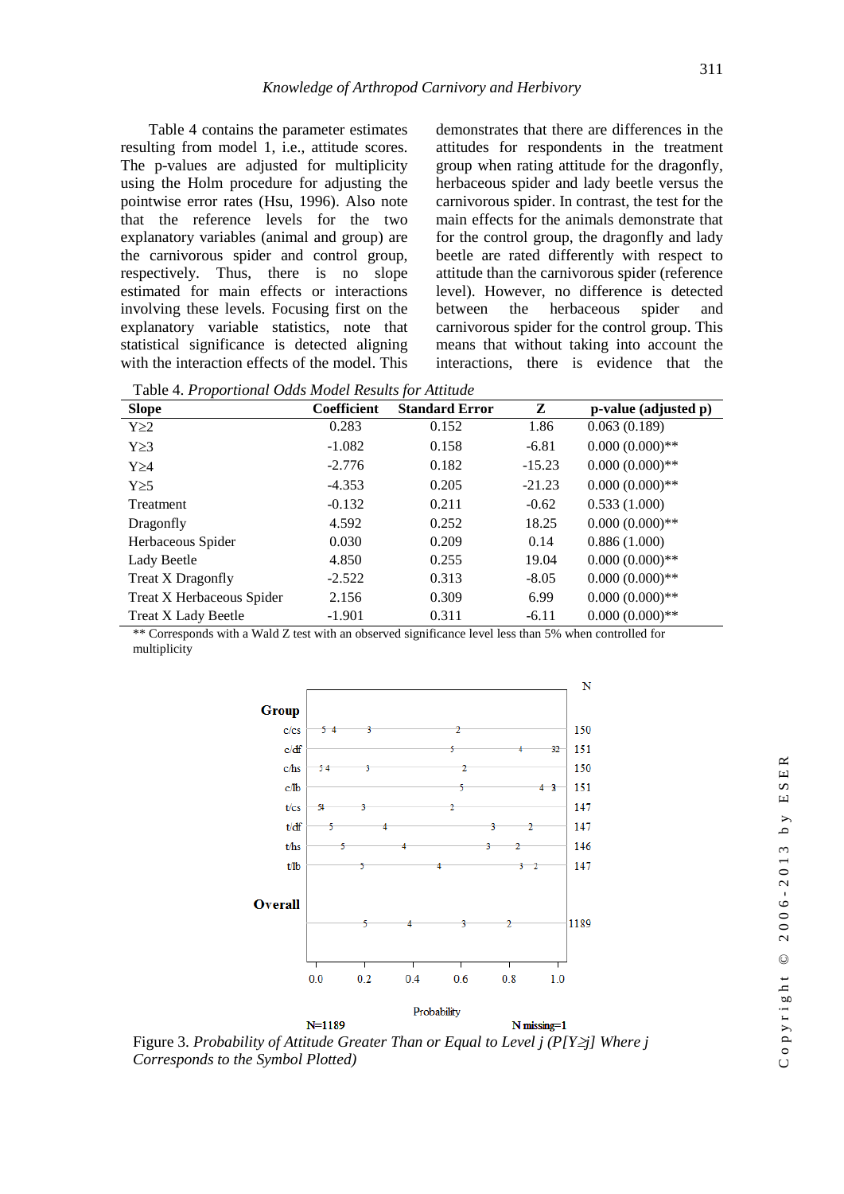Table 4 contains the parameter estimates resulting from model 1, i.e., attitude scores. The p-values are adjusted for multiplicity using the Holm procedure for adjusting the pointwise error rates (Hsu, 1996). Also note that the reference levels for the two explanatory variables (animal and group) are the carnivorous spider and control group, respectively. Thus, there is no slope estimated for main effects or interactions involving these levels. Focusing first on the explanatory variable statistics, note that statistical significance is detected aligning with the interaction effects of the model. This demonstrates that there are differences in the attitudes for respondents in the treatment group when rating attitude for the dragonfly, herbaceous spider and lady beetle versus the carnivorous spider. In contrast, the test for the main effects for the animals demonstrate that for the control group, the dragonfly and lady beetle are rated differently with respect to attitude than the carnivorous spider (reference level). However, no difference is detected between the herbaceous spider and carnivorous spider for the control group. This means that without taking into account the interactions, there is evidence that the

Table 4. *Proportional Odds Model Results for Attitude*

| Slope | Coefficient | Standard Error | Z | p-value (adjusted p) |
|---|---|---|---|---|
| Y≥2 | 0.283 | 0.152 | 1.86 | 0.063 (0.189) |
| Y≥3 | -1.082 | 0.158 | -6.81 | 0.000 (0.000)** |
| Y≥4 | -2.776 | 0.182 | -15.23 | 0.000 (0.000)** |
| Y≥5 | -4.353 | 0.205 | -21.23 | 0.000 (0.000)** |
| Treatment | -0.132 | 0.211 | -0.62 | 0.533 (1.000) |
| Dragonfly | 4.592 | 0.252 | 18.25 | 0.000 (0.000)** |
| Herbaceous Spider | 0.030 | 0.209 | 0.14 | 0.886 (1.000) |
| Lady Beetle | 4.850 | 0.255 | 19.04 | 0.000 (0.000)** |
| Treat X Dragonfly | -2.522 | 0.313 | -8.05 | 0.000 (0.000)** |
| Treat X Herbaceous Spider | 2.156 | 0.309 | 6.99 | 0.000 (0.000)** |
| Treat X Lady Beetle | -1.901 | 0.311 | -6.11 | 0.000 (0.000)** |

** Corresponds with a Wald Z test with an observed significance level less than 5% when controlled for multiplicity

Figure 3. *Probability of Attitude Greater Than or Equal to Level j (P[Y≥j] Where j Corresponds to the Symbol Plotted)*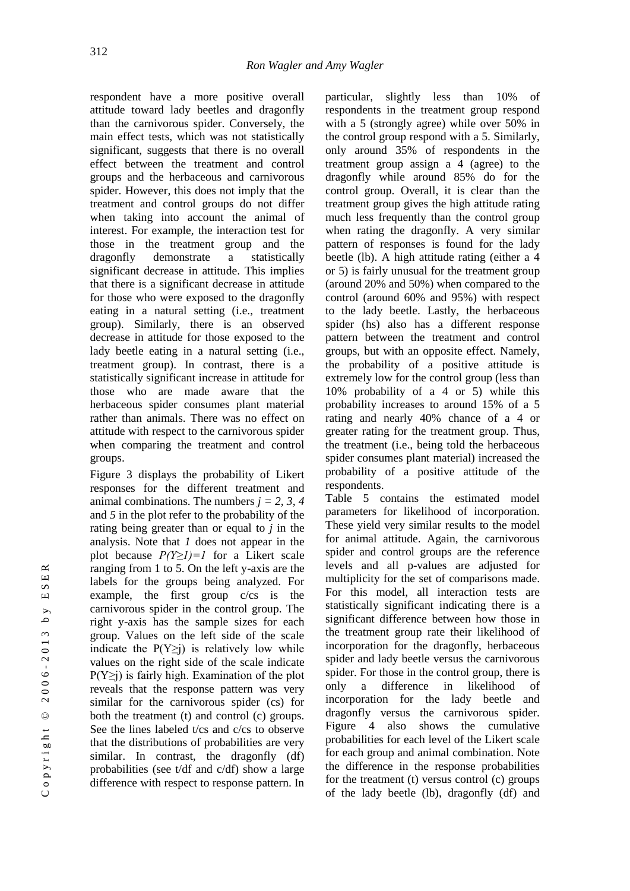respondent have a more positive overall attitude toward lady beetles and dragonfly than the carnivorous spider. Conversely, the main effect tests, which was not statistically significant, suggests that there is no overall effect between the treatment and control groups and the herbaceous and carnivorous spider. However, this does not imply that the treatment and control groups do not differ when taking into account the animal of interest. For example, the interaction test for those in the treatment group and the dragonfly demonstrate a statistically significant decrease in attitude. This implies that there is a significant decrease in attitude for those who were exposed to the dragonfly eating in a natural setting (i.e., treatment group). Similarly, there is an observed decrease in attitude for those exposed to the lady beetle eating in a natural setting (i.e., treatment group). In contrast, there is a statistically significant increase in attitude for those who are made aware that the herbaceous spider consumes plant material rather than animals. There was no effect on attitude with respect to the carnivorous spider when comparing the treatment and control groups.

Figure 3 displays the probability of Likert responses for the different treatment and animal combinations. The numbers $j = 2, 3, 4$ and $5$ in the plot refer to the probability of the rating being greater than or equal to $j$ in the analysis. Note that $1$ does not appear in the plot because $P(Y \geq 1)=1$ for a Likert scale ranging from 1 to 5. On the left y-axis are the labels for the groups being analyzed. For example, the first group c/cs is the carnivorous spider in the control group. The right y-axis has the sample sizes for each group. Values on the left side of the scale indicate the $P(Y \geq j)$ is relatively low while values on the right side of the scale indicate $P(Y \geq j)$ is fairly high. Examination of the plot reveals that the response pattern was very similar for the carnivorous spider (cs) for both the treatment (t) and control (c) groups. See the lines labeled t/cs and c/cs to observe that the distributions of probabilities are very similar. In contrast, the dragonfly (df) probabilities (see t/df and c/df) show a large difference with respect to response pattern. In particular, slightly less than 10% of respondents in the treatment group respond with a 5 (strongly agree) while over 50% in the control group respond with a 5. Similarly, only around 35% of respondents in the treatment group assign a 4 (agree) to the dragonfly while around 85% do for the control group. Overall, it is clear than the treatment group gives the high attitude rating much less frequently than the control group when rating the dragonfly. A very similar pattern of responses is found for the lady beetle (lb). A high attitude rating (either a 4 or 5) is fairly unusual for the treatment group (around 20% and 50%) when compared to the control (around 60% and 95%) with respect to the lady beetle. Lastly, the herbaceous spider (hs) also has a different response pattern between the treatment and control groups, but with an opposite effect. Namely, the probability of a positive attitude is extremely low for the control group (less than 10% probability of a 4 or 5) while this probability increases to around 15% of a 5 rating and nearly 40% chance of a 4 or greater rating for the treatment group. Thus, the treatment (i.e., being told the herbaceous spider consumes plant material) increased the probability of a positive attitude of the respondents.

Table 5 contains the estimated model parameters for likelihood of incorporation. These yield very similar results to the model for animal attitude. Again, the carnivorous spider and control groups are the reference levels and all p-values are adjusted for multiplicity for the set of comparisons made. For this model, all interaction tests are statistically significant indicating there is a significant difference between how those in the treatment group rate their likelihood of incorporation for the dragonfly, herbaceous spider and lady beetle versus the carnivorous spider. For those in the control group, there is only a difference in likelihood of incorporation for the lady beetle and dragonfly versus the carnivorous spider. Figure 4 also shows the cumulative probabilities for each level of the Likert scale for each group and animal combination. Note the difference in the response probabilities for the treatment (t) versus control (c) groups of the lady beetle (lb), dragonfly (df) and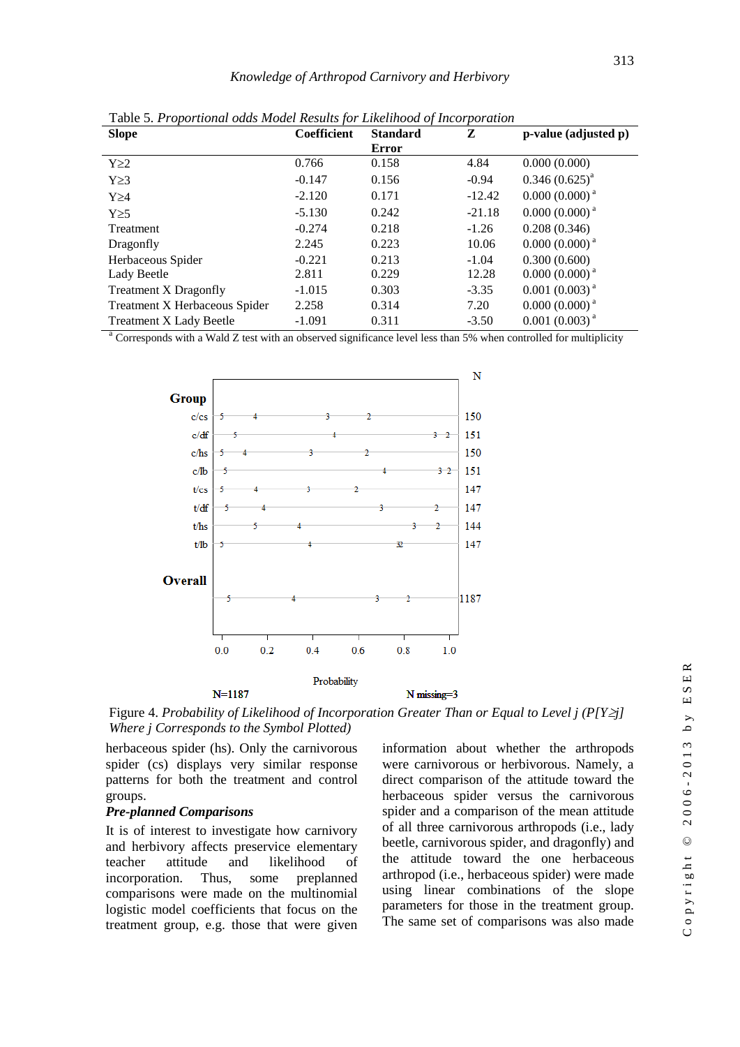Table 5. *Proportional odds Model Results for Likelihood of Incorporation*

| Slope | Coefficient | Standard Error | Z | p-value (adjusted p) |
|---|---|---|---|---|
| Y≥2 | 0.766 | 0.158 | 4.84 | 0.000 (0.000) |
| Y≥3 | -0.147 | 0.156 | -0.94 | 0.346 (0.625)[a] |
| Y≥4 | -2.120 | 0.171 | -12.42 | 0.000 (0.000)[a] |
| Y≥5 | -5.130 | 0.242 | -21.18 | 0.000 (0.000)[a] |
| Treatment | -0.274 | 0.218 | -1.26 | 0.208 (0.346) |
| Dragonfly | 2.245 | 0.223 | 10.06 | 0.000 (0.000)[a] |
| Herbaceous Spider | -0.221 | 0.213 | -1.04 | 0.300 (0.600) |
| Lady Beetle | 2.811 | 0.229 | 12.28 | 0.000 (0.000)[a] |
| Treatment X Dragonfly | -1.015 | 0.303 | -3.35 | 0.001 (0.003)[a] |
| Treatment X Herbaceous Spider | 2.258 | 0.314 | 7.20 | 0.000 (0.000)[a] |
| Treatment X Lady Beetle | -1.091 | 0.311 | -3.50 | 0.001 (0.003)[a] |

[a] Corresponds with a Wald Z test with an observed significance level less than 5% when controlled for multiplicity

Figure 4. *Probability of Likelihood of Incorporation Greater Than or Equal to Level j ($P[Y \geq j]$ Where j Corresponds to the Symbol Plotted)*

herbaceous spider (hs). Only the carnivorous spider (cs) displays very similar response patterns for both the treatment and control groups.

***Pre-planned Comparisons***

It is of interest to investigate how carnivory and herbivory affects preservice elementary teacher attitude and likelihood of incorporation. Thus, some preplanned comparisons were made on the multinomial logistic model coefficients that focus on the treatment group, e.g. those that were given information about whether the arthropods were carnivorous or herbivorous. Namely, a direct comparison of the attitude toward the herbaceous spider versus the carnivorous spider and a comparison of the mean attitude of all three carnivorous arthropods (i.e., lady beetle, carnivorous spider, and dragonfly) and the attitude toward the one herbaceous arthropod (i.e., herbaceous spider) were made using linear combinations of the slope parameters for those in the treatment group. The same set of comparisons was also made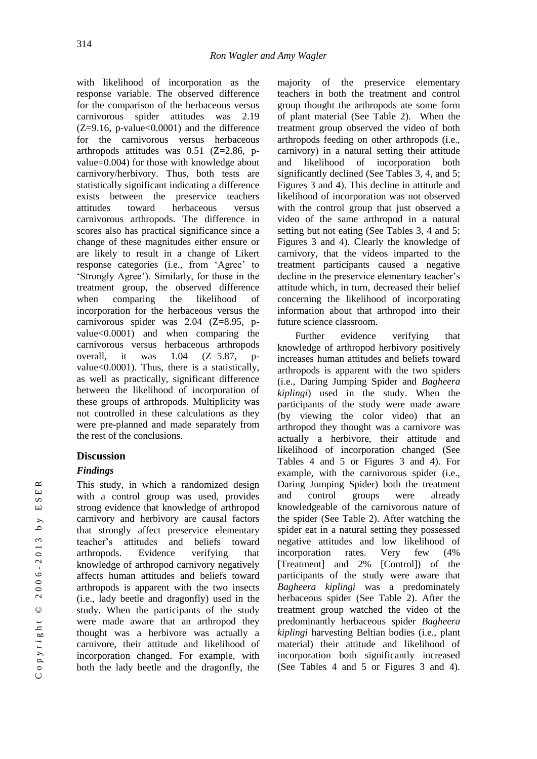with likelihood of incorporation as the response variable. The observed difference for the comparison of the herbaceous versus carnivorous spider attitudes was 2.19 ($Z=9.16$, p-value<0.0001) and the difference for the carnivorous versus herbaceous arthropods attitudes was 0.51 ($Z=2.86$, p-value=0.004) for those with knowledge about carnivory/herbivory. Thus, both tests are statistically significant indicating a difference exists between the preservice teachers attitudes toward herbaceous versus carnivorous arthropods. The difference in scores also has practical significance since a change of these magnitudes either ensure or are likely to result in a change of Likert response categories (i.e., from 'Agree' to 'Strongly Agree'). Similarly, for those in the treatment group, the observed difference when comparing the likelihood of incorporation for the herbaceous versus the carnivorous spider was 2.04 ($Z=8.95$, p-value<0.0001) and when comparing the carnivorous versus herbaceous arthropods overall, it was 1.04 ($Z=5.87$, p-value<0.0001). Thus, there is a statistically, as well as practically, significant difference between the likelihood of incorporation of these groups of arthropods. Multiplicity was not controlled in these calculations as they were pre-planned and made separately from the rest of the conclusions.

## Discussion

### *Findings*

This study, in which a randomized design with a control group was used, provides strong evidence that knowledge of arthropod carnivory and herbivory are causal factors that strongly affect preservice elementary teacher's attitudes and beliefs toward arthropods. Evidence verifying that knowledge of arthropod carnivory negatively affects human attitudes and beliefs toward arthropods is apparent with the two insects (i.e., lady beetle and dragonfly) used in the study. When the participants of the study were made aware that an arthropod they thought was a herbivore was actually a carnivore, their attitude and likelihood of incorporation changed. For example, with both the lady beetle and the dragonfly, the majority of the preservice elementary teachers in both the treatment and control group thought the arthropods ate some form of plant material (See Table 2). When the treatment group observed the video of both arthropods feeding on other arthropods (i.e., carnivory) in a natural setting their attitude and likelihood of incorporation both significantly declined (See Tables 3, 4, and 5; Figures 3 and 4). This decline in attitude and likelihood of incorporation was not observed with the control group that just observed a video of the same arthropod in a natural setting but not eating (See Tables 3, 4 and 5; Figures 3 and 4). Clearly the knowledge of carnivory, that the videos imparted to the treatment participants caused a negative decline in the preservice elementary teacher's attitude which, in turn, decreased their belief concerning the likelihood of incorporating information about that arthropod into their future science classroom.

Further evidence verifying that knowledge of arthropod herbivory positively increases human attitudes and beliefs toward arthropods is apparent with the two spiders (i.e., Daring Jumping Spider and *Bagheera kiplingi*) used in the study. When the participants of the study were made aware (by viewing the color video) that an arthropod they thought was a carnivore was actually a herbivore, their attitude and likelihood of incorporation changed (See Tables 4 and 5 or Figures 3 and 4). For example, with the carnivorous spider (i.e., Daring Jumping Spider) both the treatment and control groups were already knowledgeable of the carnivorous nature of the spider (See Table 2). After watching the spider eat in a natural setting they possessed negative attitudes and low likelihood of incorporation rates. Very few (4% [Treatment] and 2% [Control]) of the participants of the study were aware that *Bagheera kiplingi* was a predominately herbaceous spider (See Table 2). After the treatment group watched the video of the predominantly herbaceous spider *Bagheera kiplingi* harvesting Beltian bodies (i.e., plant material) their attitude and likelihood of incorporation both significantly increased (See Tables 4 and 5 or Figures 3 and 4).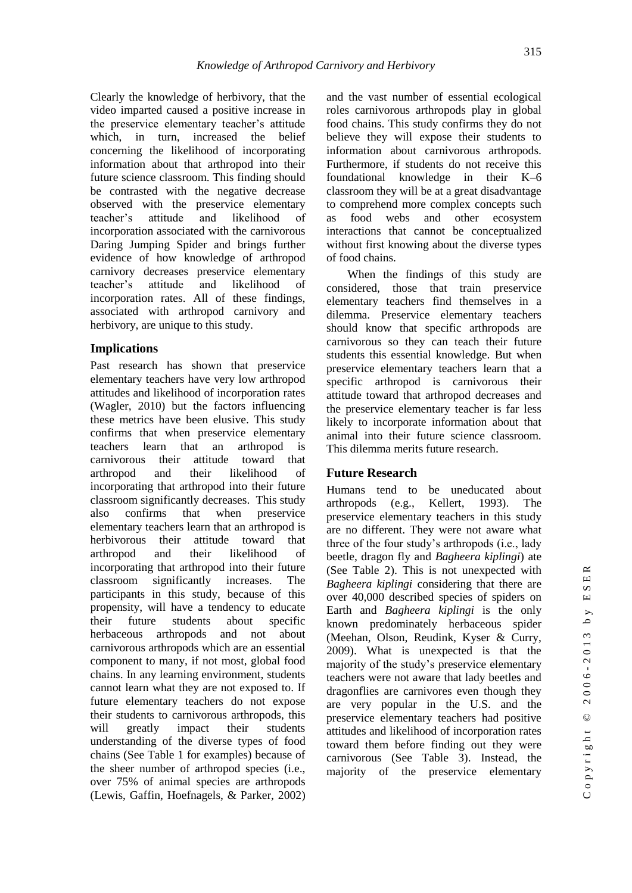Clearly the knowledge of herbivory, that the video imparted caused a positive increase in the preservice elementary teacher's attitude which, in turn, increased the belief concerning the likelihood of incorporating information about that arthropod into their future science classroom. This finding should be contrasted with the negative decrease observed with the preservice elementary teacher's attitude and likelihood of incorporation associated with the carnivorous Daring Jumping Spider and brings further evidence of how knowledge of arthropod carnivory decreases preservice elementary teacher's attitude and likelihood of incorporation rates. All of these findings, associated with arthropod carnivory and herbivory, are unique to this study.

### Implications

Past research has shown that preservice elementary teachers have very low arthropod attitudes and likelihood of incorporation rates (Wagler, 2010) but the factors influencing these metrics have been elusive. This study confirms that when preservice elementary teachers learn that an arthropod is carnivorous their attitude toward that arthropod and their likelihood of incorporating that arthropod into their future classroom significantly decreases. This study also confirms that when preservice elementary teachers learn that an arthropod is herbivorous their attitude toward that arthropod and their likelihood of incorporating that arthropod into their future classroom significantly increases. The participants in this study, because of this propensity, will have a tendency to educate their future students about specific herbaceous arthropods and not about carnivorous arthropods which are an essential component to many, if not most, global food chains. In any learning environment, students cannot learn what they are not exposed to. If future elementary teachers do not expose their students to carnivorous arthropods, this will greatly impact their students understanding of the diverse types of food chains (See Table 1 for examples) because of the sheer number of arthropod species (i.e., over 75% of animal species are arthropods (Lewis, Gaffin, Hoefnagels, & Parker, 2002) and the vast number of essential ecological roles carnivorous arthropods play in global food chains. This study confirms they do not believe they will expose their students to information about carnivorous arthropods. Furthermore, if students do not receive this foundational knowledge in their K–6 classroom they will be at a great disadvantage to comprehend more complex concepts such as food webs and other ecosystem interactions that cannot be conceptualized without first knowing about the diverse types of food chains.

When the findings of this study are considered, those that train preservice elementary teachers find themselves in a dilemma. Preservice elementary teachers should know that specific arthropods are carnivorous so they can teach their future students this essential knowledge. But when preservice elementary teachers learn that a specific arthropod is carnivorous their attitude toward that arthropod decreases and the preservice elementary teacher is far less likely to incorporate information about that animal into their future science classroom. This dilemma merits future research.

### Future Research

Humans tend to be uneducated about arthropods (e.g., Kellert, 1993). The preservice elementary teachers in this study are no different. They were not aware what three of the four study's arthropods (i.e., lady beetle, dragon fly and *Bagheera kiplingi*) ate (See Table 2). This is not unexpected with *Bagheera kiplingi* considering that there are over 40,000 described species of spiders on Earth and *Bagheera kiplingi* is the only known predominately herbaceous spider (Meehan, Olson, Reudink, Kyser & Curry, 2009). What is unexpected is that the majority of the study's preservice elementary teachers were not aware that lady beetles and dragonflies are carnivores even though they are very popular in the U.S. and the preservice elementary teachers had positive attitudes and likelihood of incorporation rates toward them before finding out they were carnivorous (See Table 3). Instead, the majority of the preservice elementary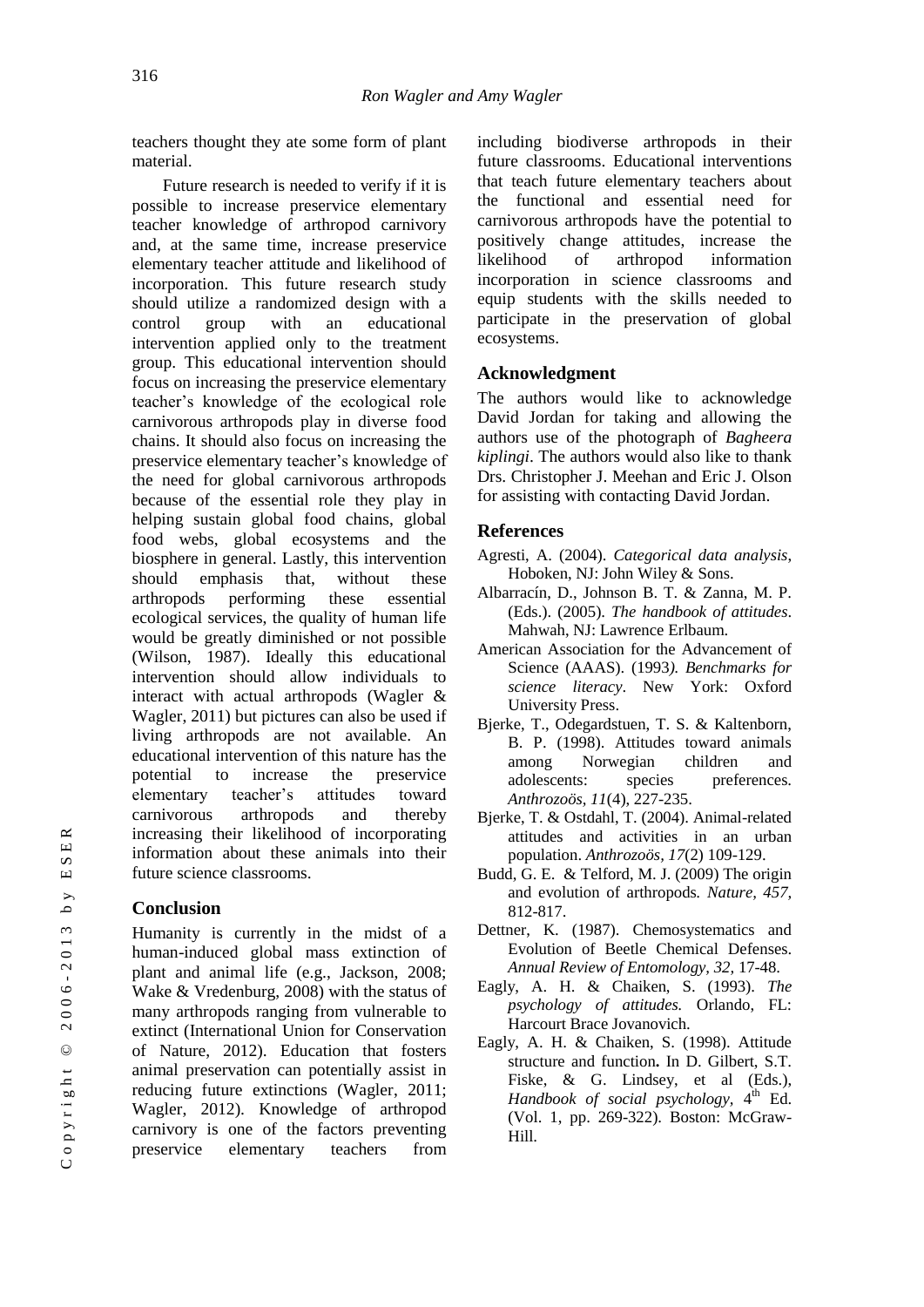teachers thought they ate some form of plant material.

Future research is needed to verify if it is possible to increase preservice elementary teacher knowledge of arthropod carnivory and, at the same time, increase preservice elementary teacher attitude and likelihood of incorporation. This future research study should utilize a randomized design with a control group with an educational intervention applied only to the treatment group. This educational intervention should focus on increasing the preservice elementary teacher's knowledge of the ecological role carnivorous arthropods play in diverse food chains. It should also focus on increasing the preservice elementary teacher's knowledge of the need for global carnivorous arthropods because of the essential role they play in helping sustain global food chains, global food webs, global ecosystems and the biosphere in general. Lastly, this intervention should emphasis that, without these arthropods performing these essential ecological services, the quality of human life would be greatly diminished or not possible (Wilson, 1987). Ideally this educational intervention should allow individuals to interact with actual arthropods (Wagler & Wagler, 2011) but pictures can also be used if living arthropods are not available. An educational intervention of this nature has the potential to increase the preservice elementary teacher's attitudes toward carnivorous arthropods and thereby increasing their likelihood of incorporating information about these animals into their future science classrooms.

## Conclusion

Humanity is currently in the midst of a human-induced global mass extinction of plant and animal life (e.g., Jackson, 2008; Wake & Vredenburg, 2008) with the status of many arthropods ranging from vulnerable to extinct (International Union for Conservation of Nature, 2012). Education that fosters animal preservation can potentially assist in reducing future extinctions (Wagler, 2011; Wagler, 2012). Knowledge of arthropod carnivory is one of the factors preventing preservice elementary teachers from including biodiverse arthropods in their future classrooms. Educational interventions that teach future elementary teachers about the functional and essential need for carnivorous arthropods have the potential to positively change attitudes, increase the likelihood of arthropod information incorporation in science classrooms and equip students with the skills needed to participate in the preservation of global ecosystems.

## Acknowledgment

The authors would like to acknowledge David Jordan for taking and allowing the authors use of the photograph of *Bagheera kiplingi*. The authors would also like to thank Drs. Christopher J. Meehan and Eric J. Olson for assisting with contacting David Jordan.

## References

Agresti, A. (2004). *Categorical data analysis*, Hoboken, NJ: John Wiley & Sons.

Albarracín, D., Johnson B. T. & Zanna, M. P. (Eds.). (2005). *The handbook of attitudes*. Mahwah, NJ: Lawrence Erlbaum.

American Association for the Advancement of Science (AAAS). (1993*). Benchmarks for science literacy*. New York: Oxford University Press.

Bjerke, T., Odegardstuen, T. S. & Kaltenborn, B. P. (1998). Attitudes toward animals among Norwegian children and adolescents: species preferences. *Anthrozoös, 11*(4), 227-235.

Bjerke, T. & Ostdahl, T. (2004). Animal-related attitudes and activities in an urban population. *Anthrozoös, 17*(2) 109-129.

Budd, G. E. & Telford, M. J. (2009) The origin and evolution of arthropods*. Nature, 457*, 812-817.

Dettner, K. (1987). Chemosystematics and Evolution of Beetle Chemical Defenses. *Annual Review of Entomology, 32*, 17-48.

Eagly, A. H. & Chaiken, S. (1993). *The psychology of attitudes*. Orlando, FL: Harcourt Brace Jovanovich.

Eagly, A. H. & Chaiken, S. (1998). Attitude structure and function**.** In D. Gilbert, S.T. Fiske, & G. Lindsey, et al (Eds.), *Handbook of social psychology*, 4th Ed. (Vol. 1, pp. 269-322). Boston: McGraw-Hill.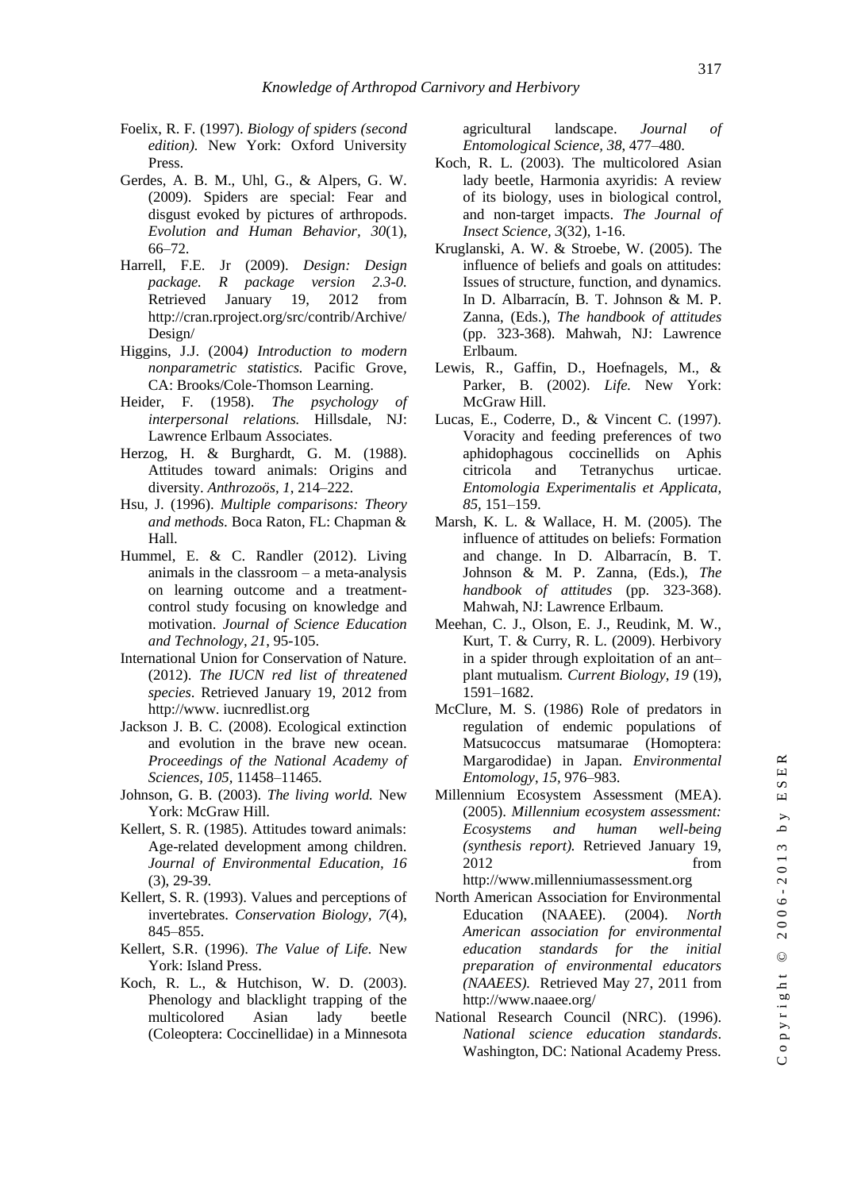Foelix, R. F. (1997). *Biology of spiders (second edition).* New York: Oxford University Press.

Gerdes, A. B. M., Uhl, G., & Alpers, G. W. (2009). Spiders are special: Fear and disgust evoked by pictures of arthropods. *Evolution and Human Behavior, 30*(1), 66–72.

Harrell, F.E. Jr (2009). *Design: Design package. R package version 2.3-0.* Retrieved January 19, 2012 from http://cran.rproject.org/src/contrib/Archive/Design/

Higgins, J.J. (2004*) Introduction to modern nonparametric statistics.* Pacific Grove, CA: Brooks/Cole-Thomson Learning.

Heider, F. (1958). *The psychology of interpersonal relations.* Hillsdale, NJ: Lawrence Erlbaum Associates.

Herzog, H. & Burghardt, G. M. (1988). Attitudes toward animals: Origins and diversity. *Anthrozoös, 1*, 214–222.

Hsu, J. (1996). *Multiple comparisons: Theory and methods.* Boca Raton, FL: Chapman & Hall.

Hummel, E. & C. Randler (2012). Living animals in the classroom – a meta-analysis on learning outcome and a treatment-control study focusing on knowledge and motivation. *Journal of Science Education and Technology, 21*, 95-105.

International Union for Conservation of Nature. (2012). *The IUCN red list of threatened species*. Retrieved January 19, 2012 from http://www. iucnredlist.org

Jackson J. B. C. (2008). Ecological extinction and evolution in the brave new ocean. *Proceedings of the National Academy of Sciences, 105*, 11458–11465.

Johnson, G. B. (2003). *The living world.* New York: McGraw Hill.

Kellert, S. R. (1985). Attitudes toward animals: Age-related development among children. *Journal of Environmental Education, 16* (3), 29-39.

Kellert, S. R. (1993). Values and perceptions of invertebrates. *Conservation Biology, 7*(4), 845–855.

Kellert, S.R. (1996). *The Value of Life.* New York: Island Press.

Koch, R. L., & Hutchison, W. D. (2003). Phenology and blacklight trapping of the multicolored Asian lady beetle (Coleoptera: Coccinellidae) in a Minnesota agricultural landscape. *Journal of Entomological Science, 38*, 477–480.

Koch, R. L. (2003). The multicolored Asian lady beetle, Harmonia axyridis: A review of its biology, uses in biological control, and non-target impacts. *The Journal of Insect Science, 3*(32), 1-16.

Kruglanski, A. W. & Stroebe, W. (2005). The influence of beliefs and goals on attitudes: Issues of structure, function, and dynamics. In D. Albarracín, B. T. Johnson & M. P. Zanna, (Eds.), *The handbook of attitudes* (pp. 323-368). Mahwah, NJ: Lawrence Erlbaum.

Lewis, R., Gaffin, D., Hoefnagels, M., & Parker, B. (2002). *Life.* New York: McGraw Hill.

Lucas, E., Coderre, D., & Vincent C. (1997). Voracity and feeding preferences of two aphidophagous coccinellids on Aphis citricola and Tetranychus urticae. *Entomologia Experimentalis et Applicata, 85*, 151–159.

Marsh, K. L. & Wallace, H. M. (2005). The influence of attitudes on beliefs: Formation and change. In D. Albarracín, B. T. Johnson & M. P. Zanna, (Eds.), *The handbook of attitudes* (pp. 323-368). Mahwah, NJ: Lawrence Erlbaum.

Meehan, C. J., Olson, E. J., Reudink, M. W., Kurt, T. & Curry, R. L. (2009). Herbivory in a spider through exploitation of an ant–plant mutualism*. Current Biology, 19* (19), 1591–1682.

McClure, M. S. (1986) Role of predators in regulation of endemic populations of Matsucoccus matsumarae (Homoptera: Margarodidae) in Japan. *Environmental Entomology*, *15*, 976–983.

Millennium Ecosystem Assessment (MEA). (2005). *Millennium ecosystem assessment: Ecosystems and human well-being (synthesis report).* Retrieved January 19, 2012 from http://www.millenniumassessment.org

North American Association for Environmental Education (NAAEE). (2004). *North American association for environmental education standards for the initial preparation of environmental educators (NAAEES).* Retrieved May 27, 2011 from http://www.naaee.org/

National Research Council (NRC). (1996). *National science education standards*. Washington, DC: National Academy Press.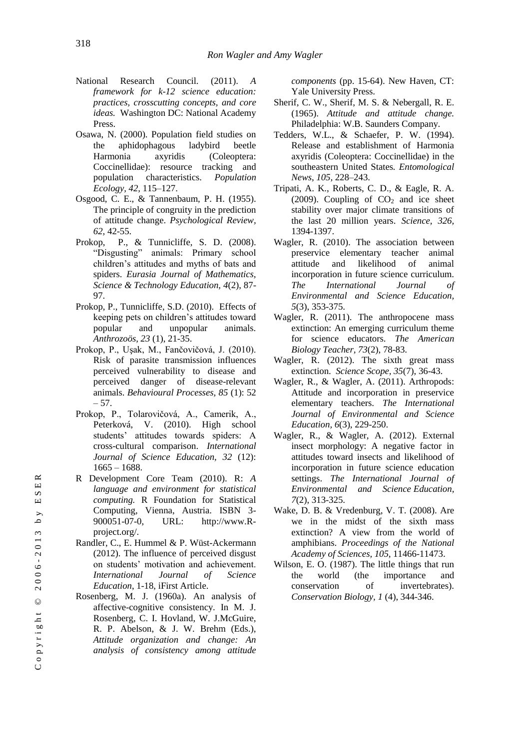National Research Council. (2011). *A framework for k-12 science education: practices, crosscutting concepts, and core ideas.* Washington DC: National Academy Press.

Osawa, N. (2000). Population field studies on the aphidophagous ladybird beetle Harmonia axyridis (Coleoptera: Coccinellidae): resource tracking and population characteristics. *Population Ecology, 42,* 115–127.

Osgood, C. E., & Tannenbaum, P. H. (1955). The principle of congruity in the prediction of attitude change. *Psychological Review, 62,* 42-55.

Prokop, P., & Tunnicliffe, S. D. (2008). "Disgusting" animals: Primary school children's attitudes and myths of bats and spiders. *Eurasia Journal of Mathematics, Science & Technology Education, 4*(2), 87-97.

Prokop, P., Tunnicliffe, S.D. (2010). Effects of keeping pets on children's attitudes toward popular and unpopular animals. *Anthrozoös, 23* (1), 21-35.

Prokop, P., Uşak, M., Fančovičová, J. (2010). Risk of parasite transmission influences perceived vulnerability to disease and perceived danger of disease-relevant animals. *Behavioural Processes, 85* (1): 52 – 57.

Prokop, P., Tolarovičová, A., Camerik, A., Peterková, V. (2010). High school students' attitudes towards spiders: A cross-cultural comparison. *International Journal of Science Education, 32* (12): 1665 – 1688.

R Development Core Team (2010). R: *A language and environment for statistical computing.* R Foundation for Statistical Computing, Vienna, Austria. ISBN 3-900051-07-0, URL: http://www.R-project.org/.

Randler, C., E. Hummel & P. Wüst-Ackermann (2012). The influence of perceived disgust on students' motivation and achievement. *International Journal of Science Education,* 1-18, iFirst Article.

Rosenberg, M. J. (1960a). An analysis of affective-cognitive consistency. In M. J. Rosenberg, C. I. Hovland, W. J.McGuire, R. P. Abelson, & J. W. Brehm (Eds.), *Attitude organization and change: An analysis of consistency among attitude components* (pp. 15-64). New Haven, CT: Yale University Press.

Sherif, C. W., Sherif, M. S. & Nebergall, R. E. (1965). *Attitude and attitude change.* Philadelphia: W.B. Saunders Company.

Tedders, W.L., & Schaefer, P. W. (1994). Release and establishment of Harmonia axyridis (Coleoptera: Coccinellidae) in the southeastern United States*. Entomological News, 105,* 228–243.

Tripati, A. K., Roberts, C. D., & Eagle, R. A. (2009). Coupling of $CO_2$ and ice sheet stability over major climate transitions of the last 20 million years. *Science, 326,* 1394-1397.

Wagler, R. (2010). The association between preservice elementary teacher animal attitude and likelihood of animal incorporation in future science curriculum. *The International Journal of Environmental and Science Education, 5*(3), 353-375.

Wagler, R. (2011). The anthropocene mass extinction: An emerging curriculum theme for science educators. *The American Biology Teacher, 73*(2), 78-83.

Wagler, R. (2012). The sixth great mass extinction. *Science Scope, 35*(7), 36-43.

Wagler, R., & Wagler, A. (2011). Arthropods: Attitude and incorporation in preservice elementary teachers. *The International Journal of Environmental and Science Education, 6*(3), 229-250.

Wagler, R., & Wagler, A. (2012). External insect morphology: A negative factor in attitudes toward insects and likelihood of incorporation in future science education settings. *The International Journal of Environmental and Science Education, 7*(2), 313-325.

Wake, D. B. & Vredenburg, V. T. (2008). Are we in the midst of the sixth mass extinction? A view from the world of amphibians. *Proceedings of the National Academy of Sciences, 105,* 11466-11473.

Wilson, E. O. (1987). The little things that run the world (the importance and conservation of invertebrates). *Conservation Biology, 1* (4), 344-346.